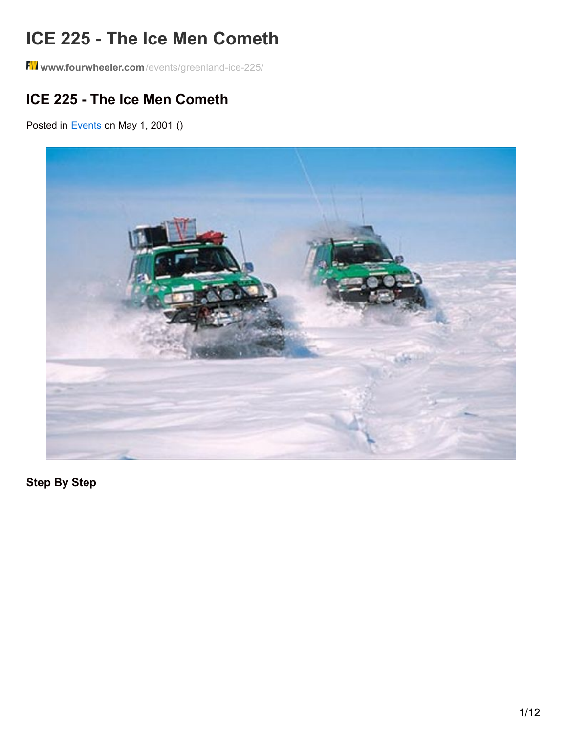# ICE 225 - The Ice Men Cometh

www.fourwheeler.com/events/greenland-ice-225/

## ICE 225 - The Ice Men Cometh

Posted in Events on May 1, 2001 ()

### Step By Step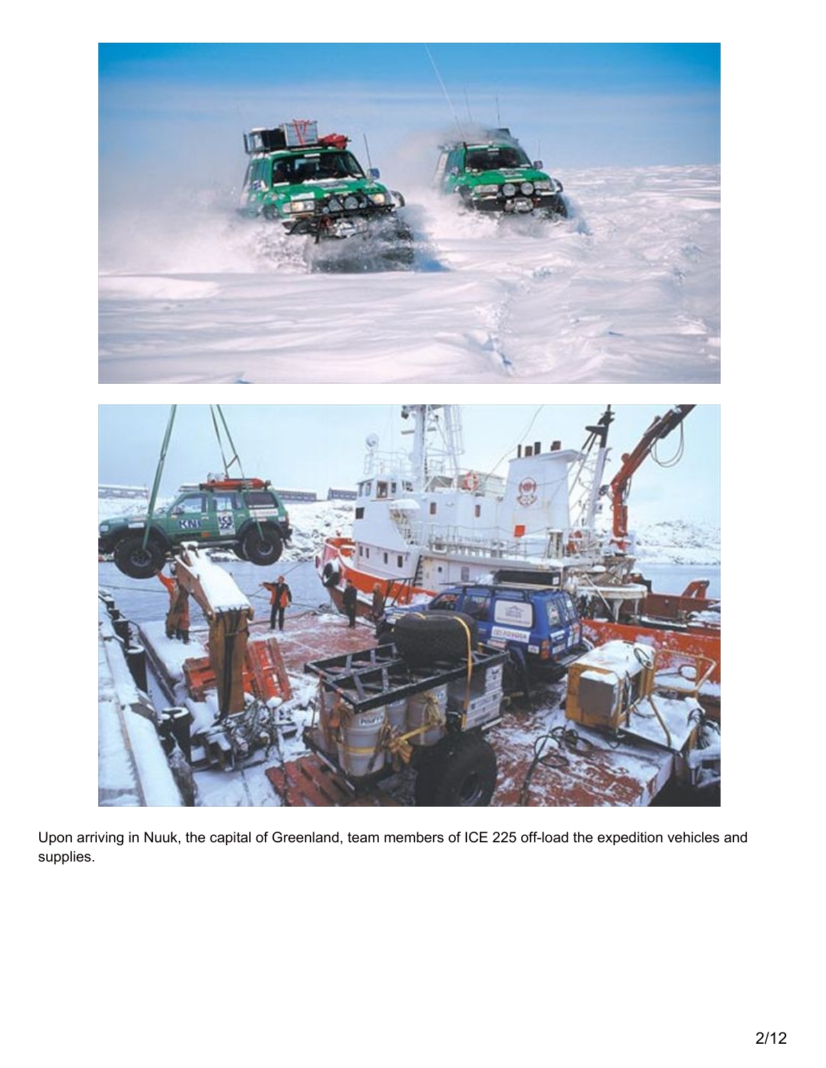Upon arriving in Nuuk, the capital of Greenland, team members of ICE 225 off-load the expedition vehicles and supplies.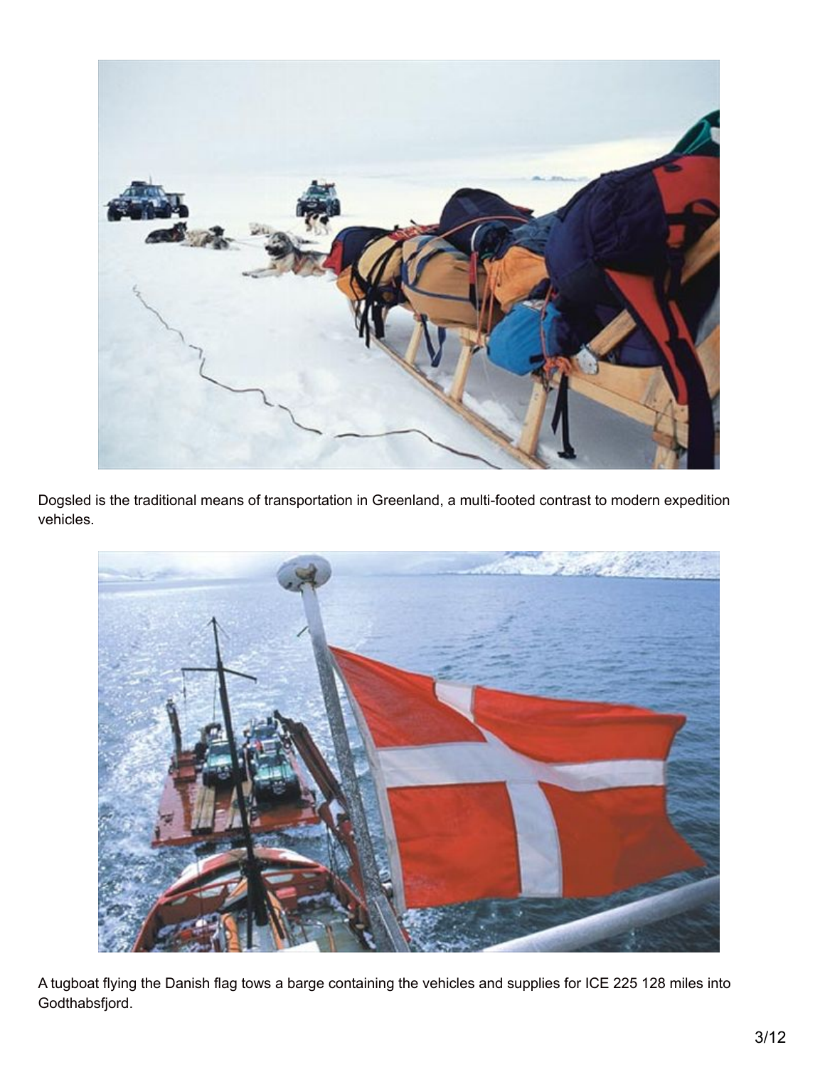Dogsled is the traditional means of transportation in Greenland, a multi-footed contrast to modern expedition vehicles.

A tugboat flying the Danish flag tows a barge containing the vehicles and supplies for ICE 225 128 miles into Godthabsfjord.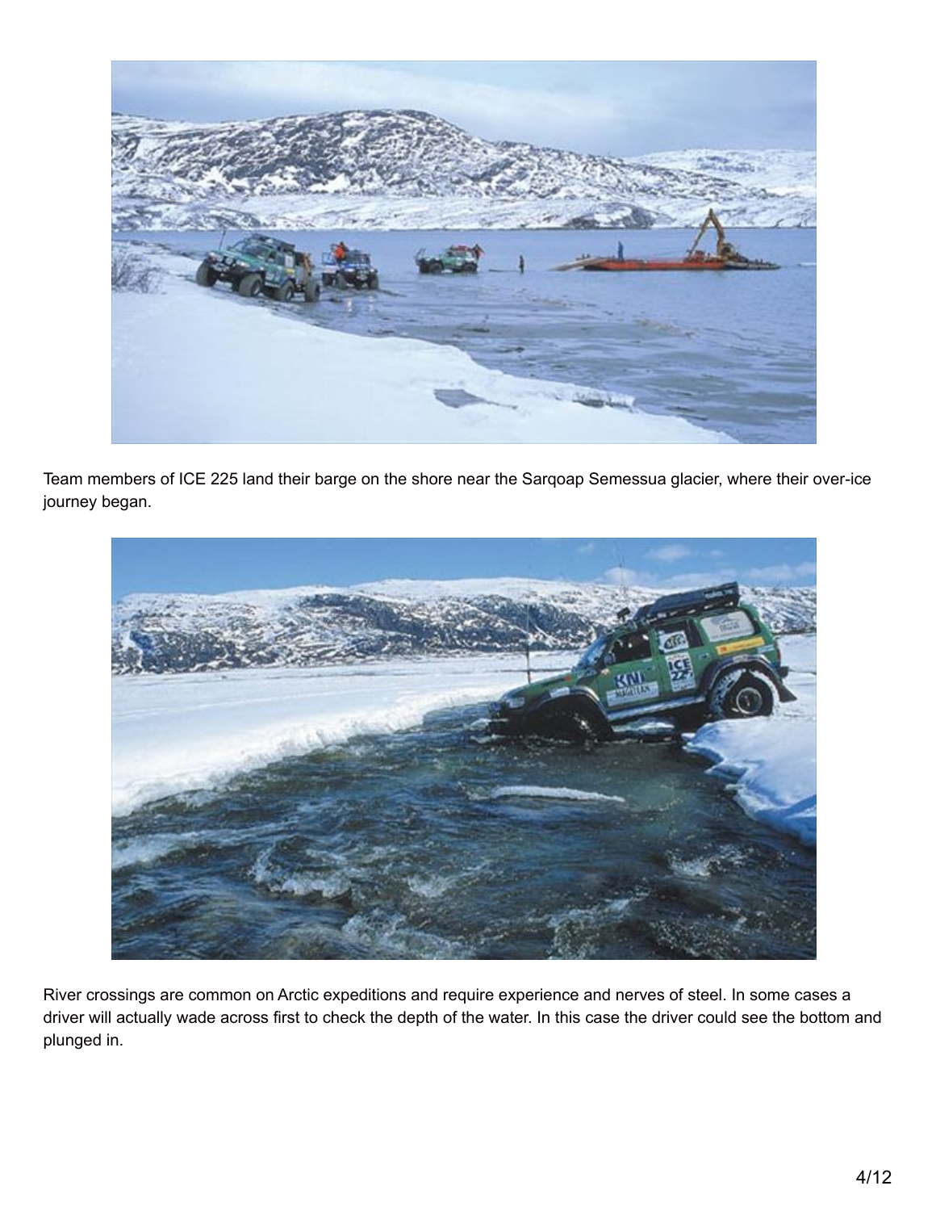Team members of ICE 225 land their barge on the shore near the Sarqoap Semessua glacier, where their over-ice journey began.

River crossings are common on Arctic expeditions and require experience and nerves of steel. In some cases a driver will actually wade across first to check the depth of the water. In this case the driver could see the bottom and plunged in.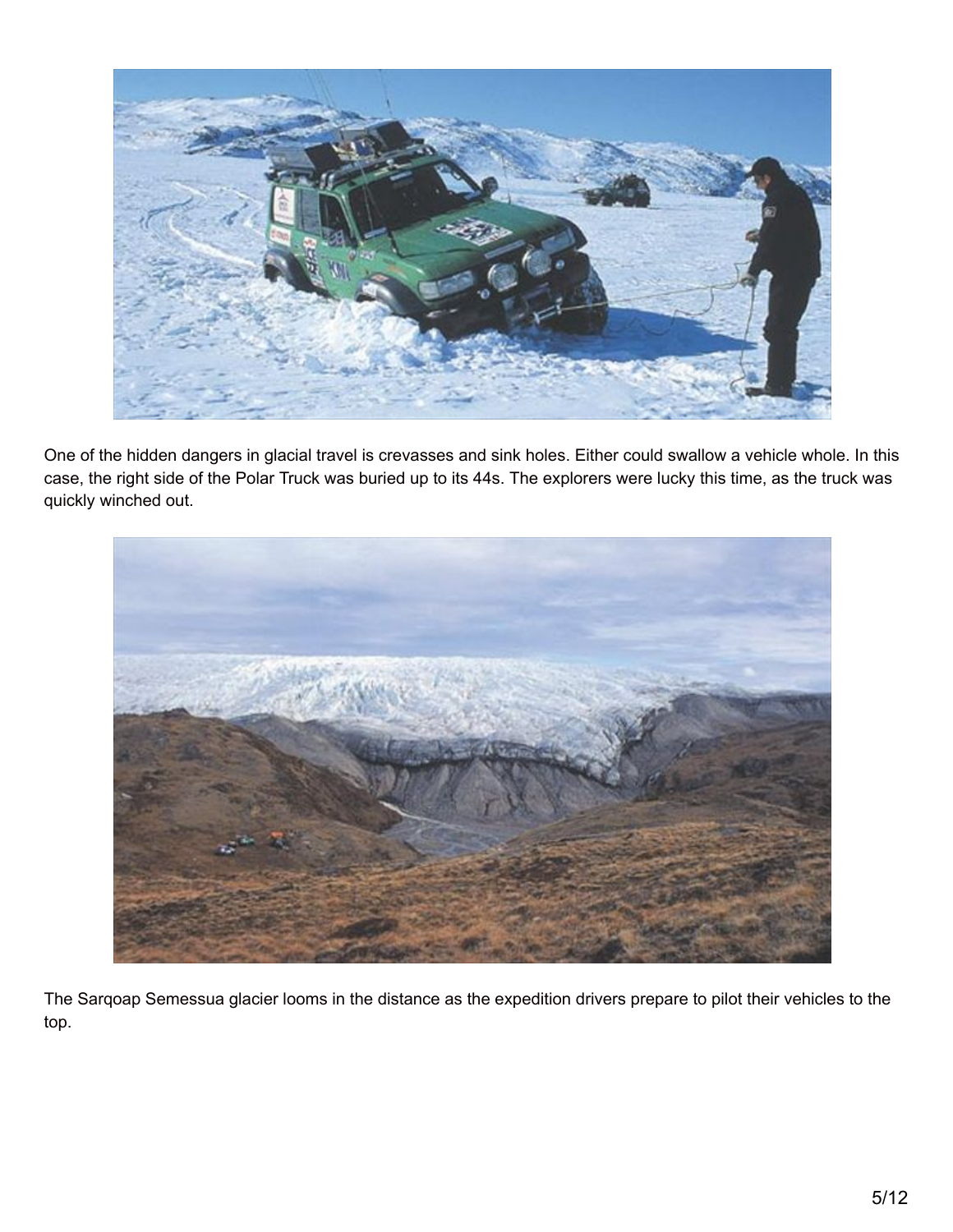One of the hidden dangers in glacial travel is crevasses and sink holes. Either could swallow a vehicle whole. In this case, the right side of the Polar Truck was buried up to its 44s. The explorers were lucky this time, as the truck was quickly winched out.

The Sarqoap Semessua glacier looms in the distance as the expedition drivers prepare to pilot their vehicles to the top.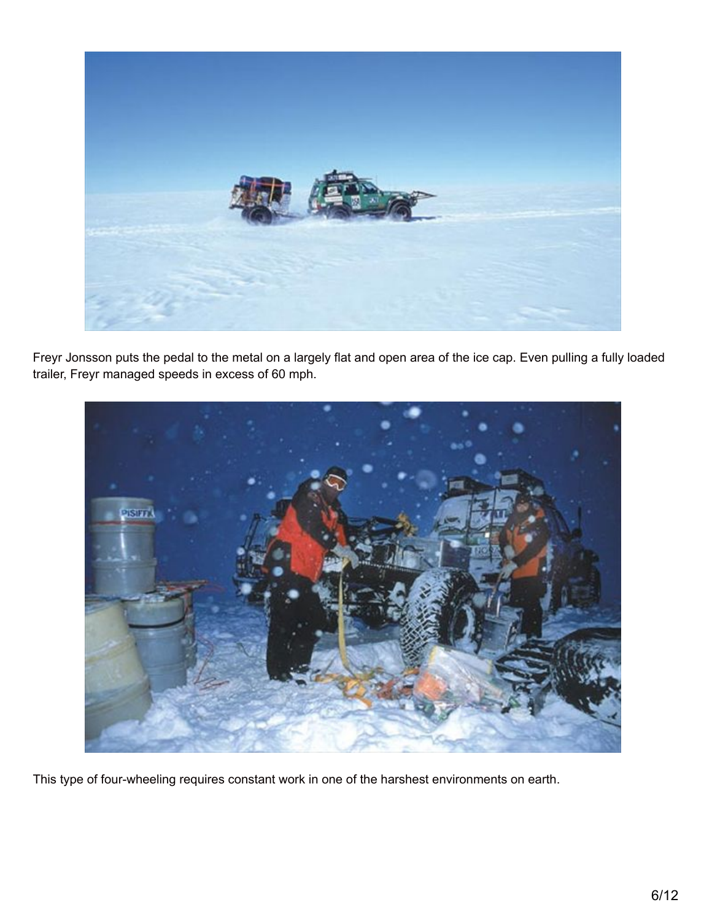Freyr Jonsson puts the pedal to the metal on a largely flat and open area of the ice cap. Even pulling a fully loaded trailer, Freyr managed speeds in excess of 60 mph.

This type of four-wheeling requires constant work in one of the harshest environments on earth.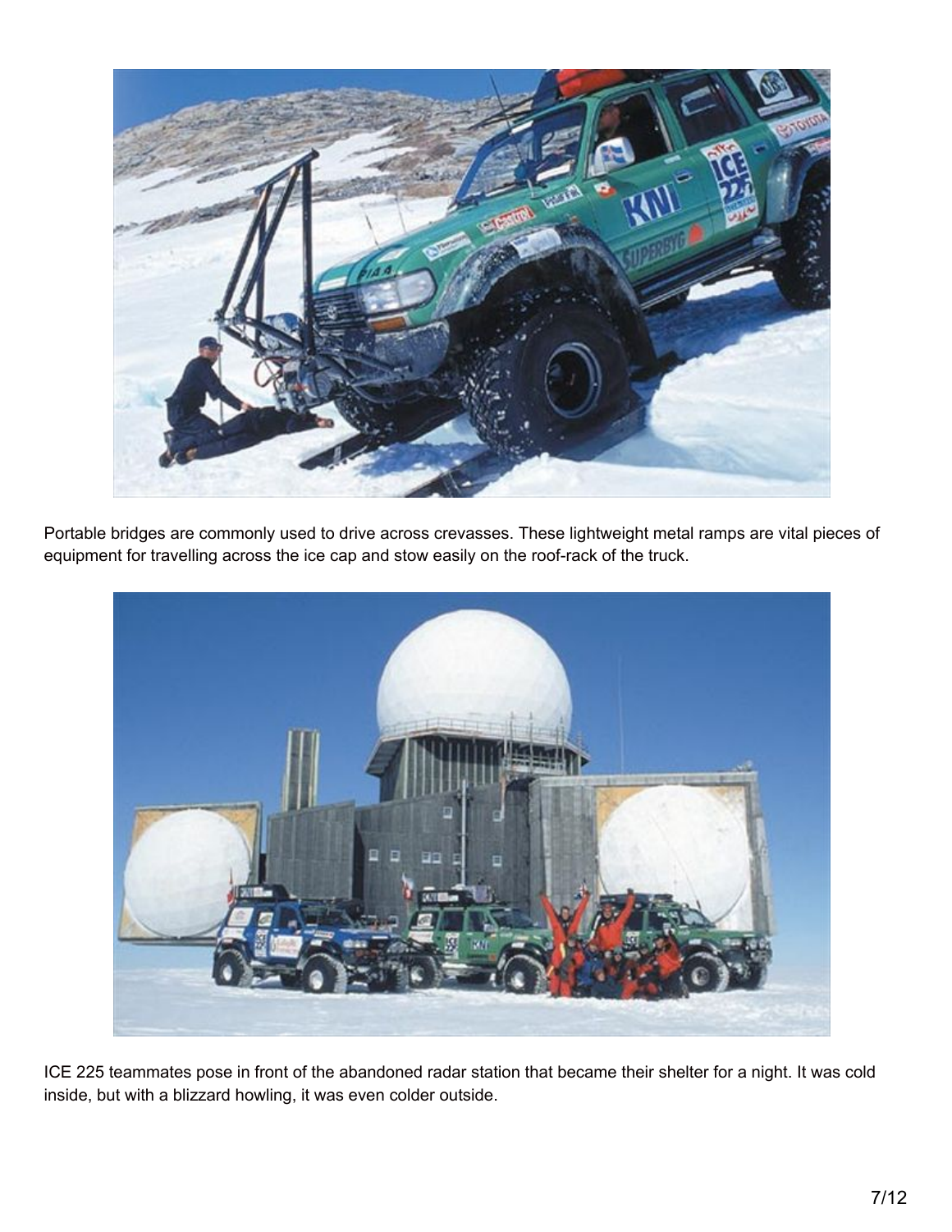Portable bridges are commonly used to drive across crevasses. These lightweight metal ramps are vital pieces of equipment for travelling across the ice cap and stow easily on the roof-rack of the truck.

ICE 225 teammates pose in front of the abandoned radar station that became their shelter for a night. It was cold inside, but with a blizzard howling, it was even colder outside.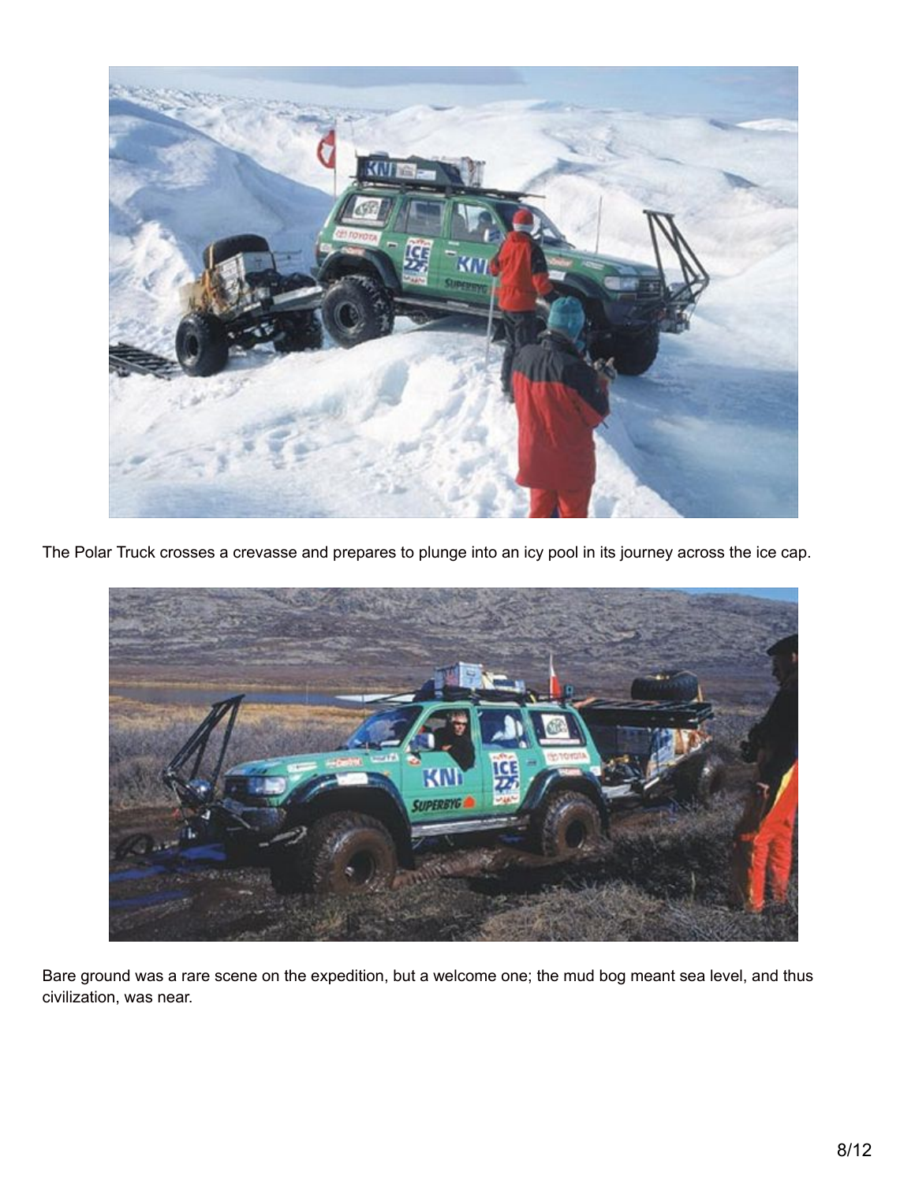The Polar Truck crosses a crevasse and prepares to plunge into an icy pool in its journey across the ice cap.

Bare ground was a rare scene on the expedition, but a welcome one; the mud bog meant sea level, and thus civilization, was near.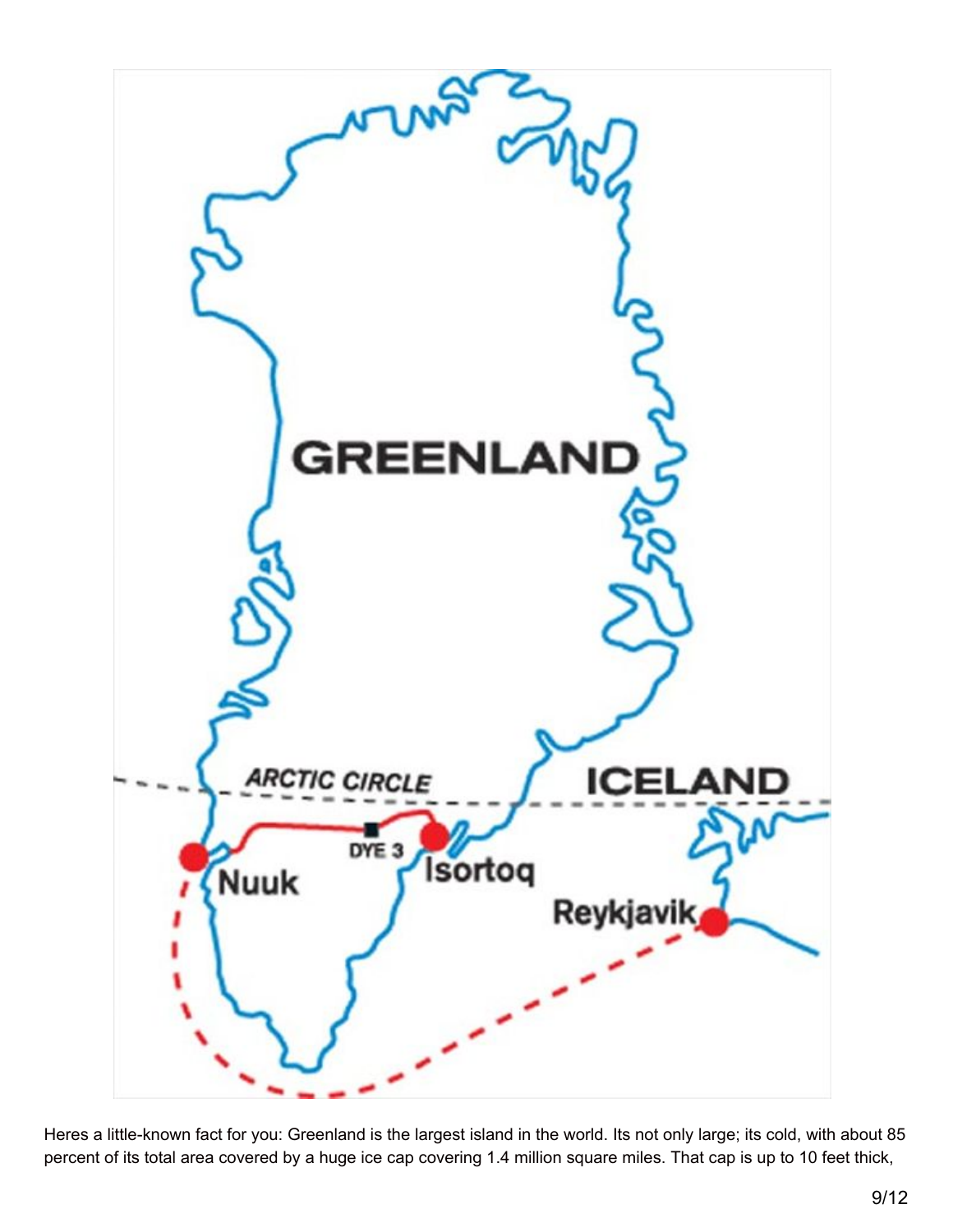Heres a little-known fact for you: Greenland is the largest island in the world. Its not only large; its cold, with about 85 percent of its total area covered by a huge ice cap covering 1.4 million square miles. That cap is up to 10 feet thick,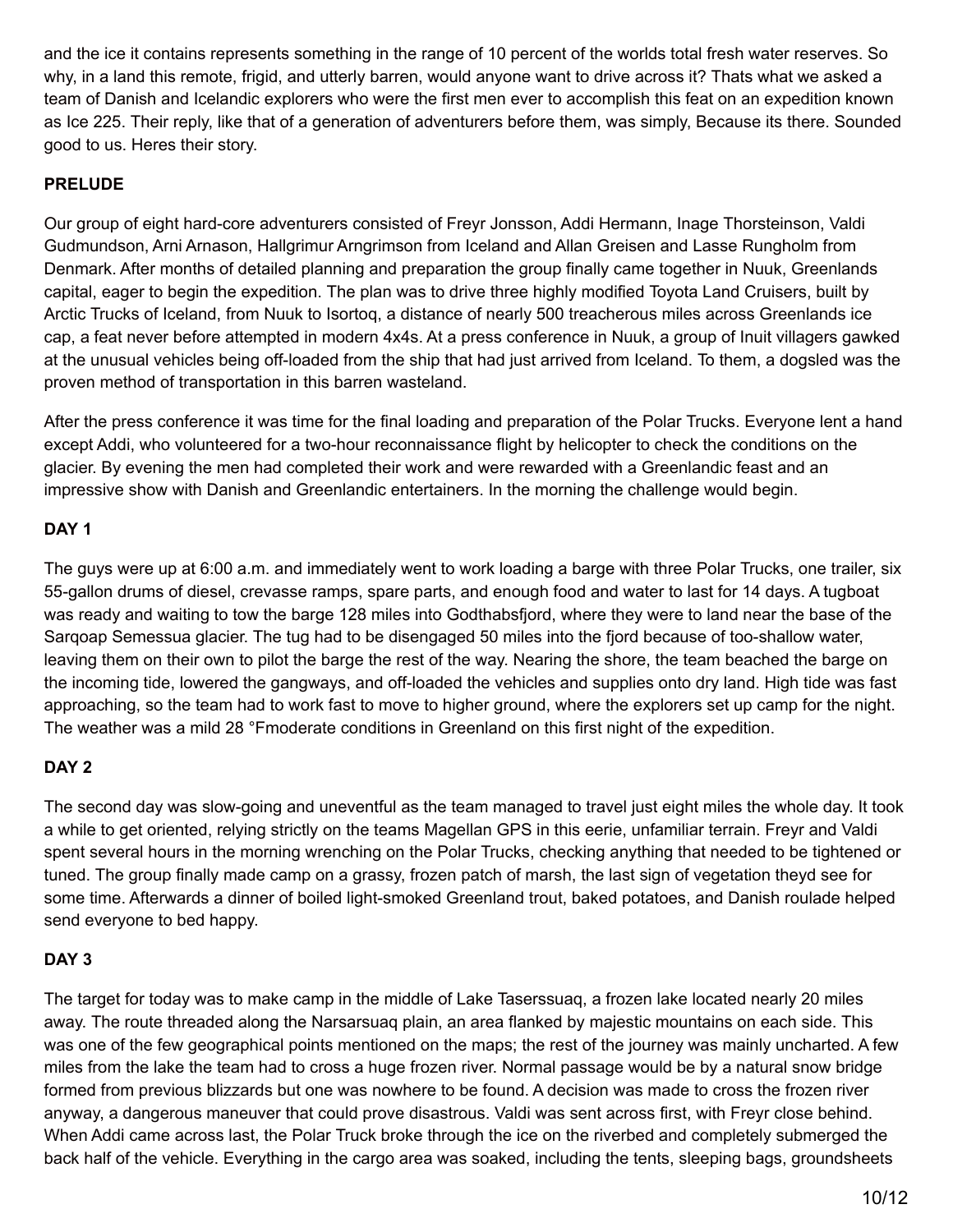and the ice it contains represents something in the range of 10 percent of the worlds total fresh water reserves. So why, in a land this remote, frigid, and utterly barren, would anyone want to drive across it? Thats what we asked a team of Danish and Icelandic explorers who were the first men ever to accomplish this feat on an expedition known as Ice 225. Their reply, like that of a generation of adventurers before them, was simply, Because its there. Sounded good to us. Heres their story.

**PRELUDE**

Our group of eight hard-core adventurers consisted of Freyr Jonsson, Addi Hermann, Inage Thorsteinson, Valdi Gudmundson, Arni Arnason, Hallgrimur Arngrimson from Iceland and Allan Greisen and Lasse Rungholm from Denmark. After months of detailed planning and preparation the group finally came together in Nuuk, Greenlands capital, eager to begin the expedition. The plan was to drive three highly modified Toyota Land Cruisers, built by Arctic Trucks of Iceland, from Nuuk to Isortoq, a distance of nearly 500 treacherous miles across Greenlands ice cap, a feat never before attempted in modern 4x4s. At a press conference in Nuuk, a group of Inuit villagers gawked at the unusual vehicles being off-loaded from the ship that had just arrived from Iceland. To them, a dogsled was the proven method of transportation in this barren wasteland.

After the press conference it was time for the final loading and preparation of the Polar Trucks. Everyone lent a hand except Addi, who volunteered for a two-hour reconnaissance flight by helicopter to check the conditions on the glacier. By evening the men had completed their work and were rewarded with a Greenlandic feast and an impressive show with Danish and Greenlandic entertainers. In the morning the challenge would begin.

**DAY 1**

The guys were up at 6:00 a.m. and immediately went to work loading a barge with three Polar Trucks, one trailer, six 55-gallon drums of diesel, crevasse ramps, spare parts, and enough food and water to last for 14 days. A tugboat was ready and waiting to tow the barge 128 miles into Godthabsfjord, where they were to land near the base of the Sarqoap Semessua glacier. The tug had to be disengaged 50 miles into the fjord because of too-shallow water, leaving them on their own to pilot the barge the rest of the way. Nearing the shore, the team beached the barge on the incoming tide, lowered the gangways, and off-loaded the vehicles and supplies onto dry land. High tide was fast approaching, so the team had to work fast to move to higher ground, where the explorers set up camp for the night. The weather was a mild 28 °Fmoderate conditions in Greenland on this first night of the expedition.

**DAY 2**

The second day was slow-going and uneventful as the team managed to travel just eight miles the whole day. It took a while to get oriented, relying strictly on the teams Magellan GPS in this eerie, unfamiliar terrain. Freyr and Valdi spent several hours in the morning wrenching on the Polar Trucks, checking anything that needed to be tightened or tuned. The group finally made camp on a grassy, frozen patch of marsh, the last sign of vegetation theyd see for some time. Afterwards a dinner of boiled light-smoked Greenland trout, baked potatoes, and Danish roulade helped send everyone to bed happy.

**DAY 3**

The target for today was to make camp in the middle of Lake Taserssuaq, a frozen lake located nearly 20 miles away. The route threaded along the Narsarsuaq plain, an area flanked by majestic mountains on each side. This was one of the few geographical points mentioned on the maps; the rest of the journey was mainly uncharted. A few miles from the lake the team had to cross a huge frozen river. Normal passage would be by a natural snow bridge formed from previous blizzards but one was nowhere to be found. A decision was made to cross the frozen river anyway, a dangerous maneuver that could prove disastrous. Valdi was sent across first, with Freyr close behind. When Addi came across last, the Polar Truck broke through the ice on the riverbed and completely submerged the back half of the vehicle. Everything in the cargo area was soaked, including the tents, sleeping bags, groundsheets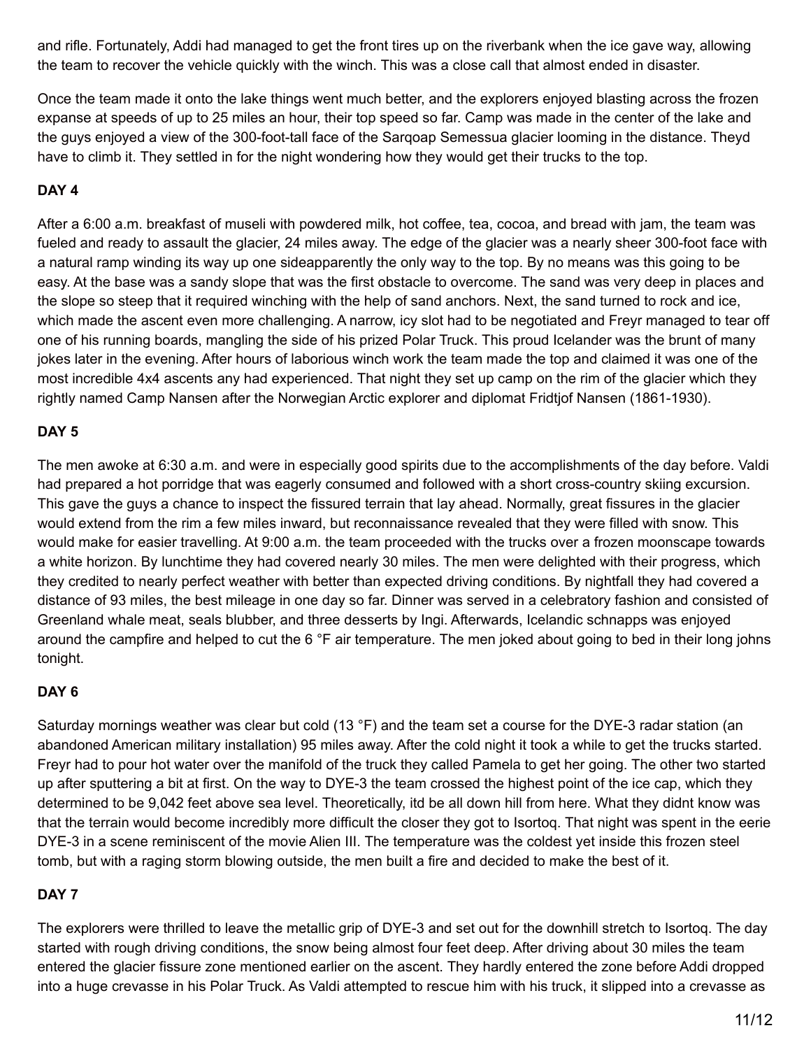and rifle. Fortunately, Addi had managed to get the front tires up on the riverbank when the ice gave way, allowing the team to recover the vehicle quickly with the winch. This was a close call that almost ended in disaster.

Once the team made it onto the lake things went much better, and the explorers enjoyed blasting across the frozen expanse at speeds of up to 25 miles an hour, their top speed so far. Camp was made in the center of the lake and the guys enjoyed a view of the 300-foot-tall face of the Sarqoap Semessua glacier looming in the distance. Theyd have to climb it. They settled in for the night wondering how they would get their trucks to the top.

**DAY 4**

After a 6:00 a.m. breakfast of museli with powdered milk, hot coffee, tea, cocoa, and bread with jam, the team was fueled and ready to assault the glacier, 24 miles away. The edge of the glacier was a nearly sheer 300-foot face with a natural ramp winding its way up one sideapparently the only way to the top. By no means was this going to be easy. At the base was a sandy slope that was the first obstacle to overcome. The sand was very deep in places and the slope so steep that it required winching with the help of sand anchors. Next, the sand turned to rock and ice, which made the ascent even more challenging. A narrow, icy slot had to be negotiated and Freyr managed to tear off one of his running boards, mangling the side of his prized Polar Truck. This proud Icelander was the brunt of many jokes later in the evening. After hours of laborious winch work the team made the top and claimed it was one of the most incredible 4x4 ascents any had experienced. That night they set up camp on the rim of the glacier which they rightly named Camp Nansen after the Norwegian Arctic explorer and diplomat Fridtjof Nansen (1861-1930).

**DAY 5**

The men awoke at 6:30 a.m. and were in especially good spirits due to the accomplishments of the day before. Valdi had prepared a hot porridge that was eagerly consumed and followed with a short cross-country skiing excursion. This gave the guys a chance to inspect the fissured terrain that lay ahead. Normally, great fissures in the glacier would extend from the rim a few miles inward, but reconnaissance revealed that they were filled with snow. This would make for easier travelling. At 9:00 a.m. the team proceeded with the trucks over a frozen moonscape towards a white horizon. By lunchtime they had covered nearly 30 miles. The men were delighted with their progress, which they credited to nearly perfect weather with better than expected driving conditions. By nightfall they had covered a distance of 93 miles, the best mileage in one day so far. Dinner was served in a celebratory fashion and consisted of Greenland whale meat, seals blubber, and three desserts by Ingi. Afterwards, Icelandic schnapps was enjoyed around the campfire and helped to cut the 6 °F air temperature. The men joked about going to bed in their long johns tonight.

**DAY 6**

Saturday mornings weather was clear but cold (13 °F) and the team set a course for the DYE-3 radar station (an abandoned American military installation) 95 miles away. After the cold night it took a while to get the trucks started. Freyr had to pour hot water over the manifold of the truck they called Pamela to get her going. The other two started up after sputtering a bit at first. On the way to DYE-3 the team crossed the highest point of the ice cap, which they determined to be 9,042 feet above sea level. Theoretically, itd be all down hill from here. What they didnt know was that the terrain would become incredibly more difficult the closer they got to Isortoq. That night was spent in the eerie DYE-3 in a scene reminiscent of the movie Alien III. The temperature was the coldest yet inside this frozen steel tomb, but with a raging storm blowing outside, the men built a fire and decided to make the best of it.

**DAY 7**

The explorers were thrilled to leave the metallic grip of DYE-3 and set out for the downhill stretch to Isortoq. The day started with rough driving conditions, the snow being almost four feet deep. After driving about 30 miles the team entered the glacier fissure zone mentioned earlier on the ascent. They hardly entered the zone before Addi dropped into a huge crevasse in his Polar Truck. As Valdi attempted to rescue him with his truck, it slipped into a crevasse as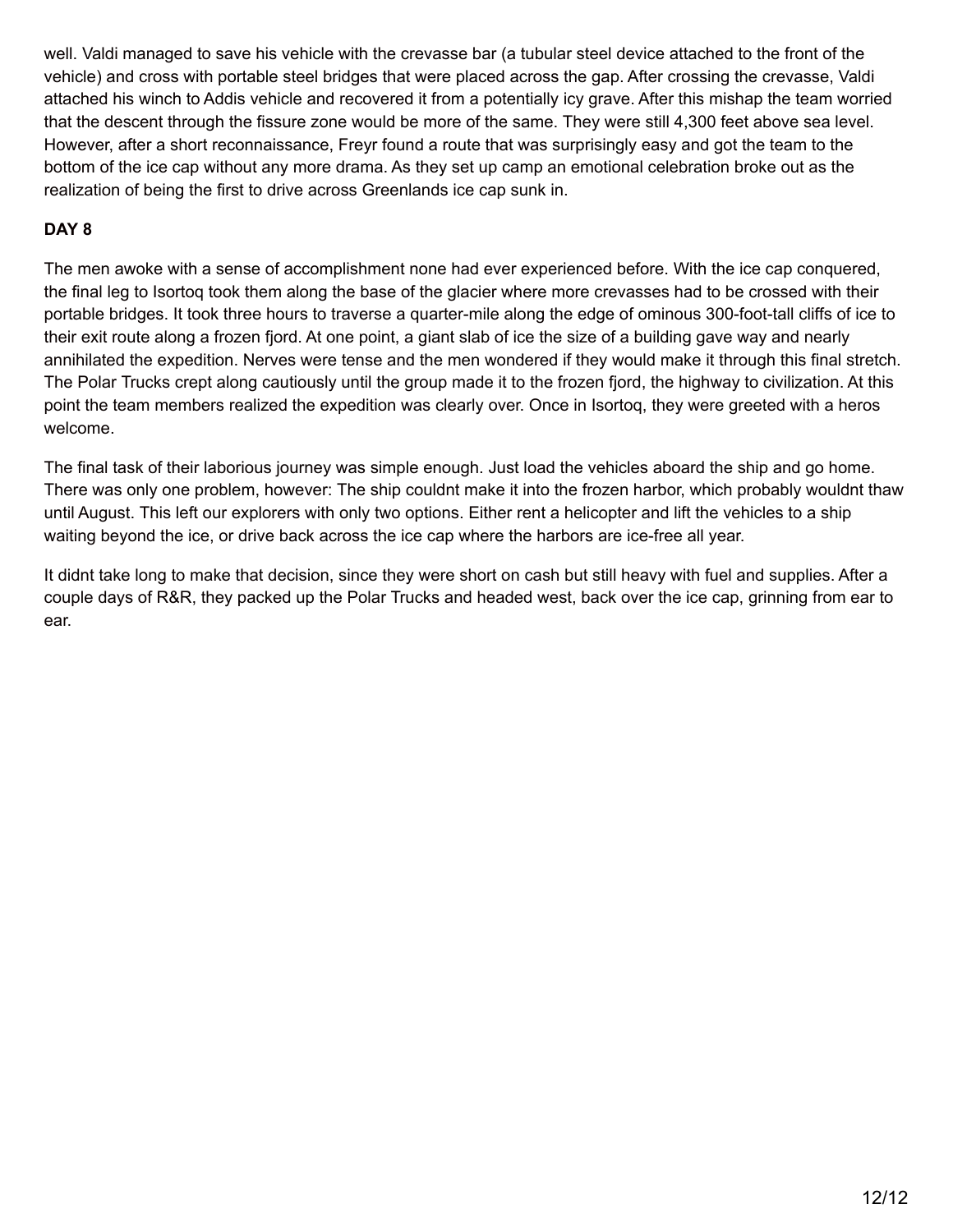well. Valdi managed to save his vehicle with the crevasse bar (a tubular steel device attached to the front of the vehicle) and cross with portable steel bridges that were placed across the gap. After crossing the crevasse, Valdi attached his winch to Addis vehicle and recovered it from a potentially icy grave. After this mishap the team worried that the descent through the fissure zone would be more of the same. They were still 4,300 feet above sea level. However, after a short reconnaissance, Freyr found a route that was surprisingly easy and got the team to the bottom of the ice cap without any more drama. As they set up camp an emotional celebration broke out as the realization of being the first to drive across Greenlands ice cap sunk in.

**DAY 8**

The men awoke with a sense of accomplishment none had ever experienced before. With the ice cap conquered, the final leg to Isortoq took them along the base of the glacier where more crevasses had to be crossed with their portable bridges. It took three hours to traverse a quarter-mile along the edge of ominous 300-foot-tall cliffs of ice to their exit route along a frozen fjord. At one point, a giant slab of ice the size of a building gave way and nearly annihilated the expedition. Nerves were tense and the men wondered if they would make it through this final stretch. The Polar Trucks crept along cautiously until the group made it to the frozen fjord, the highway to civilization. At this point the team members realized the expedition was clearly over. Once in Isortoq, they were greeted with a heros welcome.

The final task of their laborious journey was simple enough. Just load the vehicles aboard the ship and go home. There was only one problem, however: The ship couldnt make it into the frozen harbor, which probably wouldnt thaw until August. This left our explorers with only two options. Either rent a helicopter and lift the vehicles to a ship waiting beyond the ice, or drive back across the ice cap where the harbors are ice-free all year.

It didnt take long to make that decision, since they were short on cash but still heavy with fuel and supplies. After a couple days of R&R, they packed up the Polar Trucks and headed west, back over the ice cap, grinning from ear to ear.